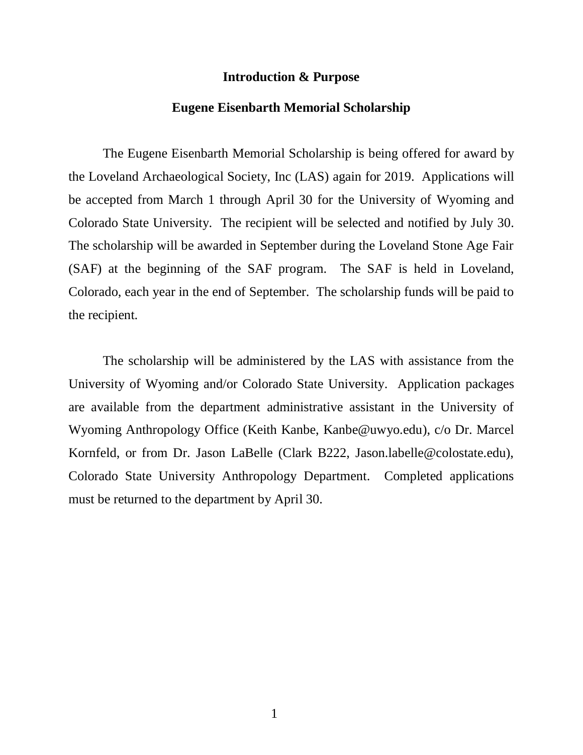## Introduction & Purpose

## Eugene Eisenbarth Memorial Scholarship

The Eugene Eisenbarth Memorial Scholarship is being offered for award by the Loveland Archaeological Society, Inc (LAS) again for 2019. Applications will be accepted from March 1 through April 30 for the University of Wyoming and Colorado State University. The recipient will be selected and notified by July 30. The scholarship will be awarded in September during the Loveland Stone Age Fair (SAF) at the beginning of the SAF program. The SAF is held in Loveland, Colorado, each year in the end of September. The scholarship funds will be paid to the recipient.

The scholarship will be administered by the LAS with assistance from the University of Wyoming and/or Colorado State University. Application packages are available from the department administrative assistant in the University of Wyoming Anthropology Office (Keith Kanbe, Kanbe@uwyo.edu), c/o Dr. Marcel Kornfeld, or from Dr. Jason LaBelle (Clark B222, Jason.labelle@colostate.edu), Colorado State University Anthropology Department. Completed applications must be returned to the department by April 30.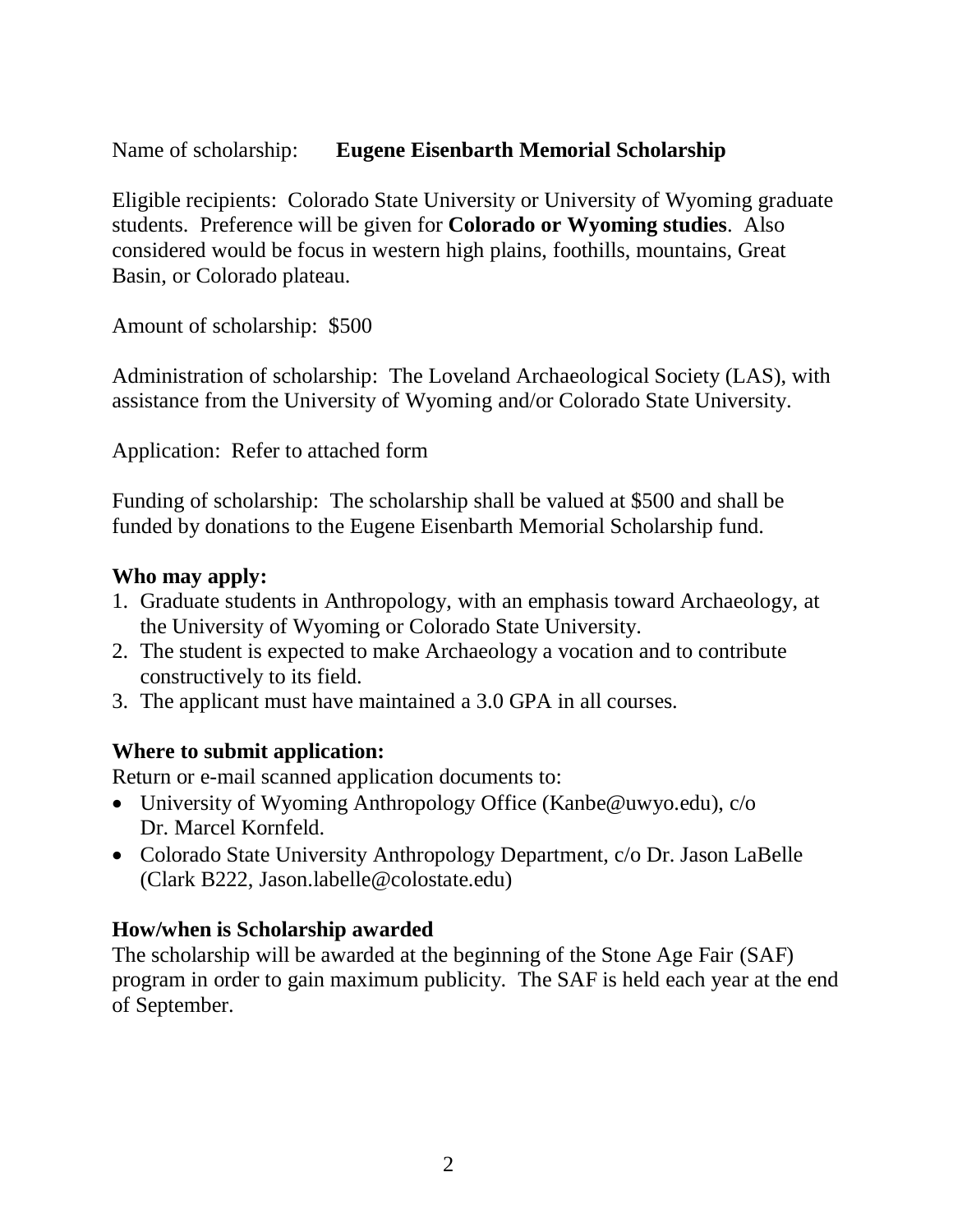Name of scholarship: **Eugene Eisenbarth Memorial Scholarship**

Eligible recipients: Colorado State University or University of Wyoming graduate students. Preference will be given for **Colorado or Wyoming studies**. Also considered would be focus in western high plains, foothills, mountains, Great Basin, or Colorado plateau.

Amount of scholarship: $500

Administration of scholarship: The Loveland Archaeological Society (LAS), with assistance from the University of Wyoming and/or Colorado State University.

Application: Refer to attached form

Funding of scholarship: The scholarship shall be valued at $500 and shall be funded by donations to the Eugene Eisenbarth Memorial Scholarship fund.

**Who may apply:**

1. Graduate students in Anthropology, with an emphasis toward Archaeology, at the University of Wyoming or Colorado State University.
2. The student is expected to make Archaeology a vocation and to contribute constructively to its field.
3. The applicant must have maintained a 3.0 GPA in all courses.

**Where to submit application:**

Return or e-mail scanned application documents to:

- University of Wyoming Anthropology Office (Kanbe@uwyo.edu), c/o Dr. Marcel Kornfeld.
- Colorado State University Anthropology Department, c/o Dr. Jason LaBelle (Clark B222, Jason.labelle@colostate.edu)

**How/when is Scholarship awarded**

The scholarship will be awarded at the beginning of the Stone Age Fair (SAF) program in order to gain maximum publicity. The SAF is held each year at the end of September.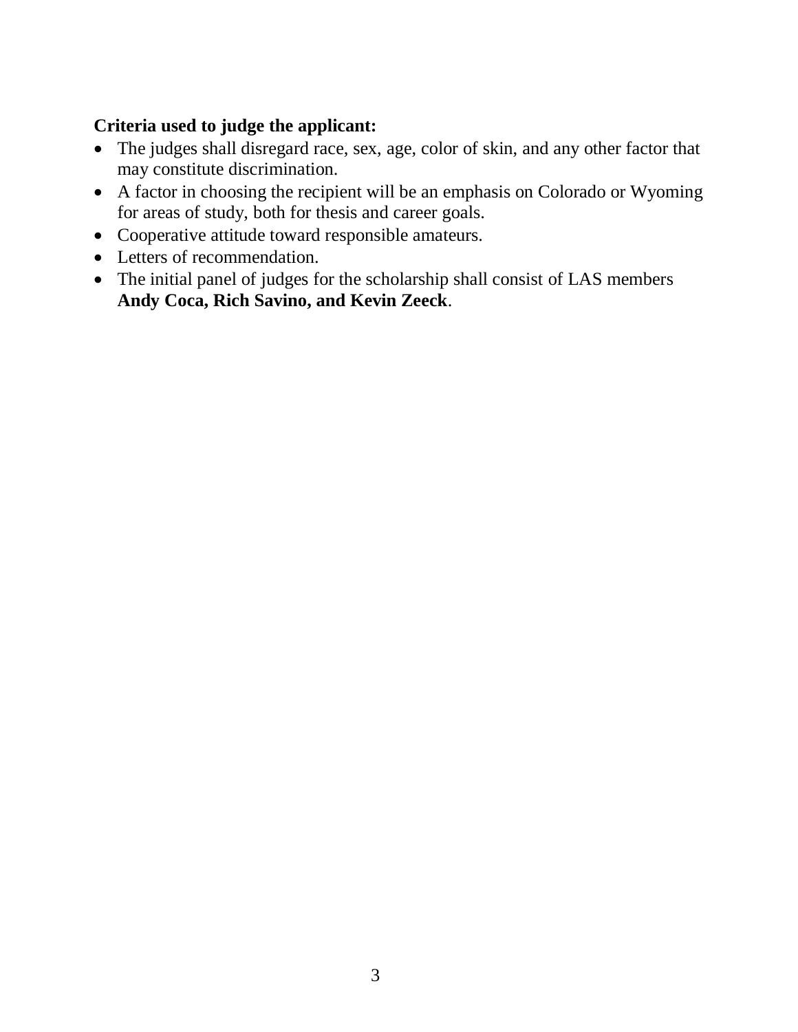**Criteria used to judge the applicant:**

- The judges shall disregard race, sex, age, color of skin, and any other factor that may constitute discrimination.
- A factor in choosing the recipient will be an emphasis on Colorado or Wyoming for areas of study, both for thesis and career goals.
- Cooperative attitude toward responsible amateurs.
- Letters of recommendation.
- The initial panel of judges for the scholarship shall consist of LAS members **Andy Coca, Rich Savino, and Kevin Zeeck**.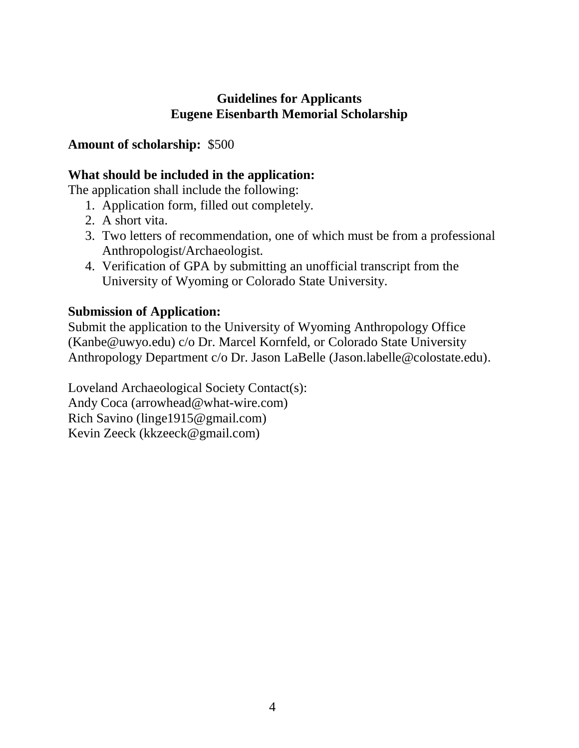## Guidelines for Applicants
## Eugene Eisenbarth Memorial Scholarship

**Amount of scholarship:** $500

**What should be included in the application:**

The application shall include the following:

1. Application form, filled out completely.
2. A short vita.
3. Two letters of recommendation, one of which must be from a professional Anthropologist/Archaeologist.
4. Verification of GPA by submitting an unofficial transcript from the University of Wyoming or Colorado State University.

**Submission of Application:**

Submit the application to the University of Wyoming Anthropology Office (Kanbe@uwyo.edu) c/o Dr. Marcel Kornfeld, or Colorado State University Anthropology Department c/o Dr. Jason LaBelle (Jason.labelle@colostate.edu).

Loveland Archaeological Society Contact(s):
Andy Coca (arrowhead@what-wire.com)
Rich Savino (linge1915@gmail.com)
Kevin Zeeck (kkzeeck@gmail.com)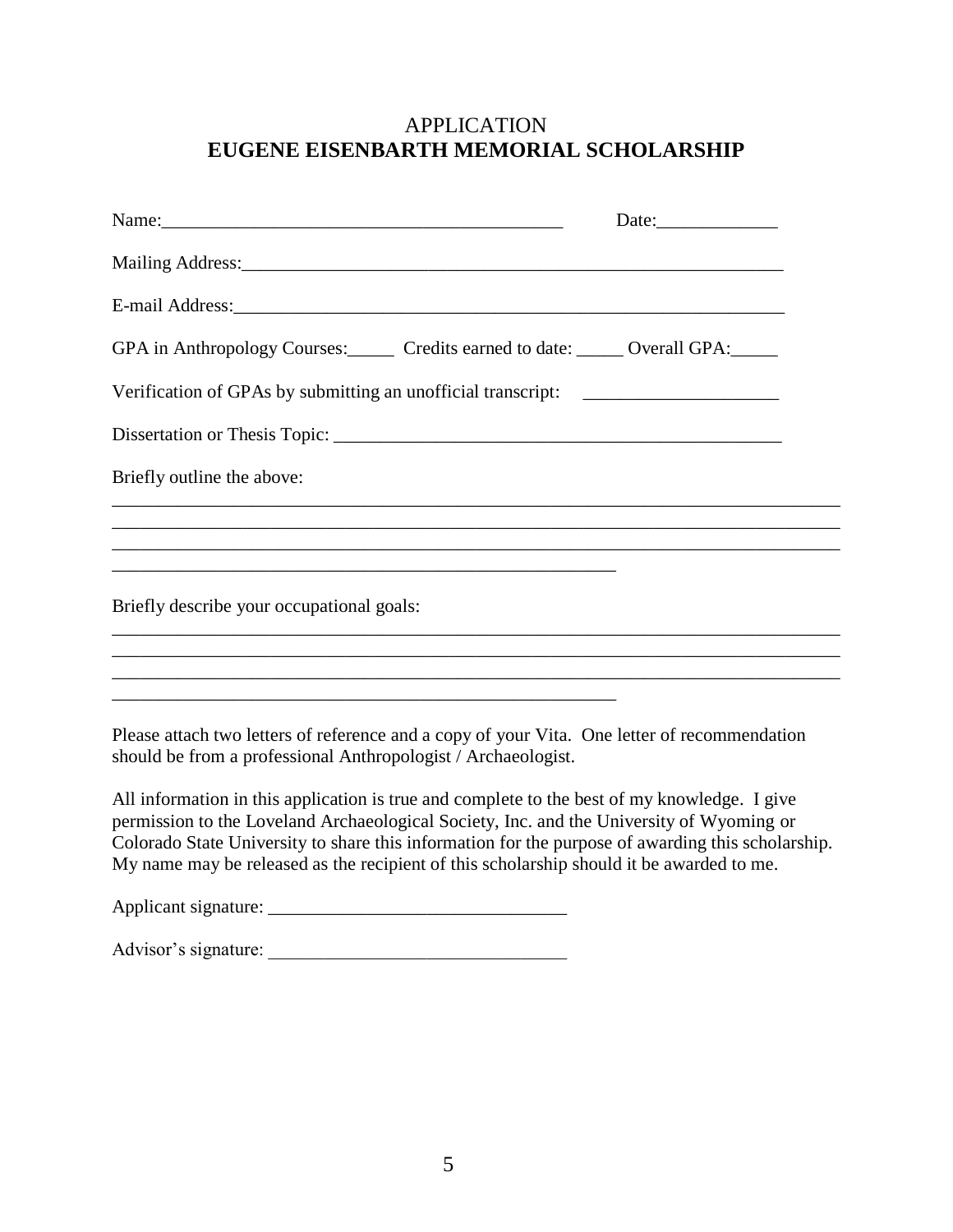APPLICATION

**EUGENE EISENBARTH MEMORIAL SCHOLARSHIP**

Name:___________________________________________ Date:_____________

Mailing Address:___________________________________________________________

E-mail Address:____________________________________________________________

GPA in Anthropology Courses:_____ Credits earned to date: _____ Overall GPA:_____

Verification of GPAs by submitting an unofficial transcript: _____________________

Dissertation or Thesis Topic: _________________________________________________

Briefly outline the above:

______________________________________________________________________________

______________________________________________________________________________

______________________________________________________________________________

_______________________________________________________

Briefly describe your occupational goals:

______________________________________________________________________________

______________________________________________________________________________

______________________________________________________________________________

_______________________________________________________

Please attach two letters of reference and a copy of your Vita. One letter of recommendation should be from a professional Anthropologist / Archaeologist.

All information in this application is true and complete to the best of my knowledge. I give permission to the Loveland Archaeological Society, Inc. and the University of Wyoming or Colorado State University to share this information for the purpose of awarding this scholarship. My name may be released as the recipient of this scholarship should it be awarded to me.

Applicant signature: ________________________________

Advisor's signature: ________________________________